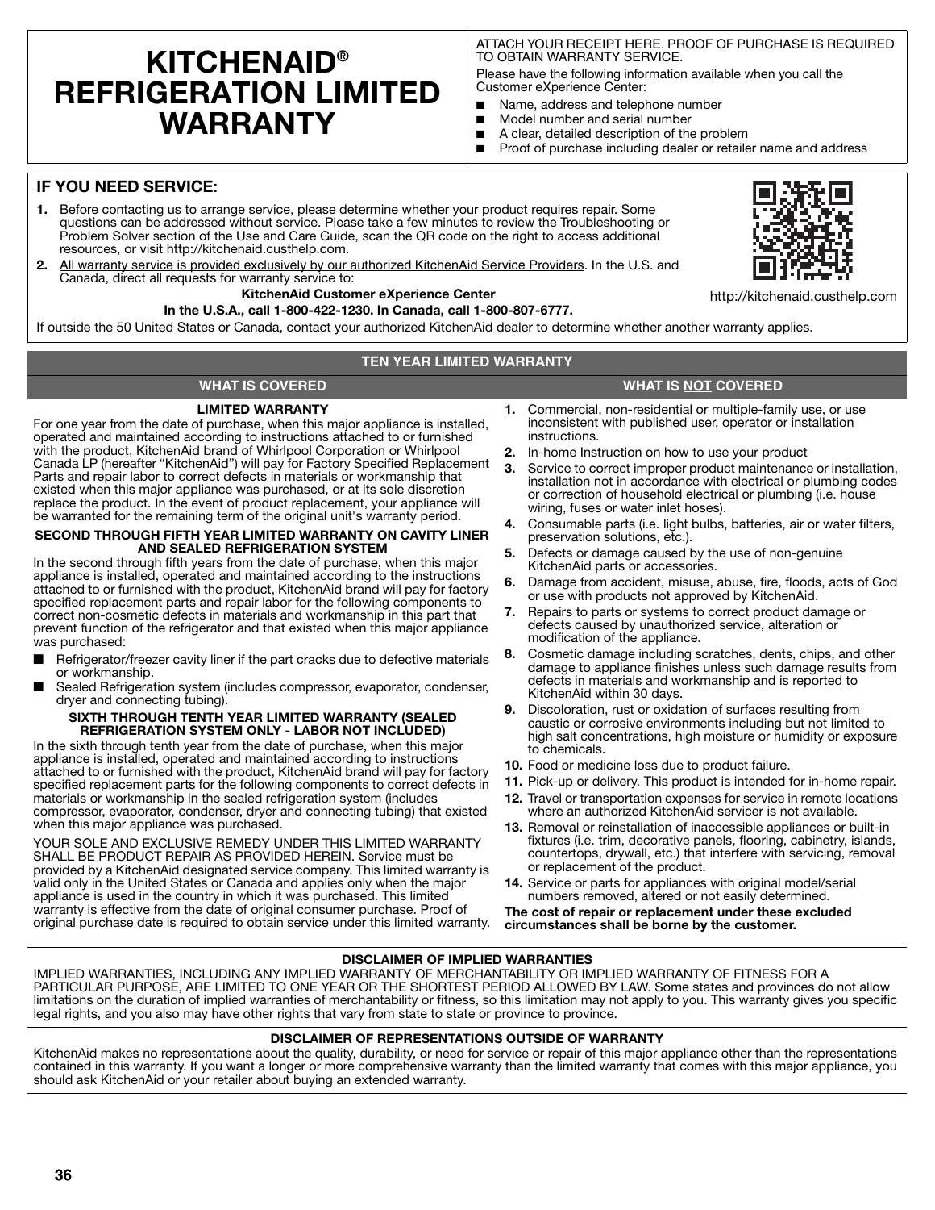# KITCHENAID® REFRIGERATION LIMITED WARRANTY

ATTACH YOUR RECEIPT HERE. PROOF OF PURCHASE IS REQUIRED TO OBTAIN WARRANTY SERVICE.

Please have the following information available when you call the Customer eXperience Center:

- Name, address and telephone number
- Model number and serial number
- A clear, detailed description of the problem
- Proof of purchase including dealer or retailer name and address

## IF YOU NEED SERVICE:

1. Before contacting us to arrange service, please determine whether your product requires repair. Some questions can be addressed without service. Please take a few minutes to review the Troubleshooting or Problem Solver section of the Use and Care Guide, scan the QR code on the right to access additional resources, or visit http://kitchenaid.custhelp.com.
2. All warranty service is provided exclusively by our authorized KitchenAid Service Providers. In the U.S. and Canada, direct all requests for warranty service to:

**KitchenAid Customer eXperience Center**

**In the U.S.A., call 1-800-422-1230. In Canada, call 1-800-807-6777.**

http://kitchenaid.custhelp.com

If outside the 50 United States or Canada, contact your authorized KitchenAid dealer to determine whether another warranty applies.

## TEN YEAR LIMITED WARRANTY

### WHAT IS COVERED

**LIMITED WARRANTY**

For one year from the date of purchase, when this major appliance is installed, operated and maintained according to instructions attached to or furnished with the product, KitchenAid brand of Whirlpool Corporation or Whirlpool Canada LP (hereafter "KitchenAid") will pay for Factory Specified Replacement Parts and repair labor to correct defects in materials or workmanship that existed when this major appliance was purchased, or at its sole discretion replace the product. In the event of product replacement, your appliance will be warranted for the remaining term of the original unit's warranty period.

**SECOND THROUGH FIFTH YEAR LIMITED WARRANTY ON CAVITY LINER AND SEALED REFRIGERATION SYSTEM**

In the second through fifth years from the date of purchase, when this major appliance is installed, operated and maintained according to the instructions attached to or furnished with the product, KitchenAid brand will pay for factory specified replacement parts and repair labor for the following components to correct non-cosmetic defects in materials and workmanship in this part that prevent function of the refrigerator and that existed when this major appliance was purchased:

- Refrigerator/freezer cavity liner if the part cracks due to defective materials or workmanship.
- Sealed Refrigeration system (includes compressor, evaporator, condenser, dryer and connecting tubing).

**SIXTH THROUGH TENTH YEAR LIMITED WARRANTY (SEALED REFRIGERATION SYSTEM ONLY - LABOR NOT INCLUDED)**

In the sixth through tenth year from the date of purchase, when this major appliance is installed, operated and maintained according to instructions attached to or furnished with the product, KitchenAid brand will pay for factory specified replacement parts for the following components to correct defects in materials or workmanship in the sealed refrigeration system (includes compressor, evaporator, condenser, dryer and connecting tubing) that existed when this major appliance was purchased.

YOUR SOLE AND EXCLUSIVE REMEDY UNDER THIS LIMITED WARRANTY SHALL BE PRODUCT REPAIR AS PROVIDED HEREIN. Service must be provided by a KitchenAid designated service company. This limited warranty is valid only in the United States or Canada and applies only when the major appliance is used in the country in which it was purchased. This limited warranty is effective from the date of original consumer purchase. Proof of original purchase date is required to obtain service under this limited warranty.

### WHAT IS NOT COVERED

1. Commercial, non-residential or multiple-family use, or use inconsistent with published user, operator or installation instructions.
2. In-home Instruction on how to use your product
3. Service to correct improper product maintenance or installation, installation not in accordance with electrical or plumbing codes or correction of household electrical or plumbing (i.e. house wiring, fuses or water inlet hoses).
4. Consumable parts (i.e. light bulbs, batteries, air or water filters, preservation solutions, etc.).
5. Defects or damage caused by the use of non-genuine KitchenAid parts or accessories.
6. Damage from accident, misuse, abuse, fire, floods, acts of God or use with products not approved by KitchenAid.
7. Repairs to parts or systems to correct product damage or defects caused by unauthorized service, alteration or modification of the appliance.
8. Cosmetic damage including scratches, dents, chips, and other damage to appliance finishes unless such damage results from defects in materials and workmanship and is reported to KitchenAid within 30 days.
9. Discoloration, rust or oxidation of surfaces resulting from caustic or corrosive environments including but not limited to high salt concentrations, high moisture or humidity or exposure to chemicals.
10. Food or medicine loss due to product failure.
11. Pick-up or delivery. This product is intended for in-home repair.
12. Travel or transportation expenses for service in remote locations where an authorized KitchenAid servicer is not available.
13. Removal or reinstallation of inaccessible appliances or built-in fixtures (i.e. trim, decorative panels, flooring, cabinetry, islands, countertops, drywall, etc.) that interfere with servicing, removal or replacement of the product.
14. Service or parts for appliances with original model/serial numbers removed, altered or not easily determined.

**The cost of repair or replacement under these excluded circumstances shall be borne by the customer.**

### DISCLAIMER OF IMPLIED WARRANTIES

IMPLIED WARRANTIES, INCLUDING ANY IMPLIED WARRANTY OF MERCHANTABILITY OR IMPLIED WARRANTY OF FITNESS FOR A PARTICULAR PURPOSE, ARE LIMITED TO ONE YEAR OR THE SHORTEST PERIOD ALLOWED BY LAW. Some states and provinces do not allow limitations on the duration of implied warranties of merchantability or fitness, so this limitation may not apply to you. This warranty gives you specific legal rights, and you also may have other rights that vary from state to state or province to province.

### DISCLAIMER OF REPRESENTATIONS OUTSIDE OF WARRANTY

KitchenAid makes no representations about the quality, durability, or need for service or repair of this major appliance other than the representations contained in this warranty. If you want a longer or more comprehensive warranty than the limited warranty that comes with this major appliance, you should ask KitchenAid or your retailer about buying an extended warranty.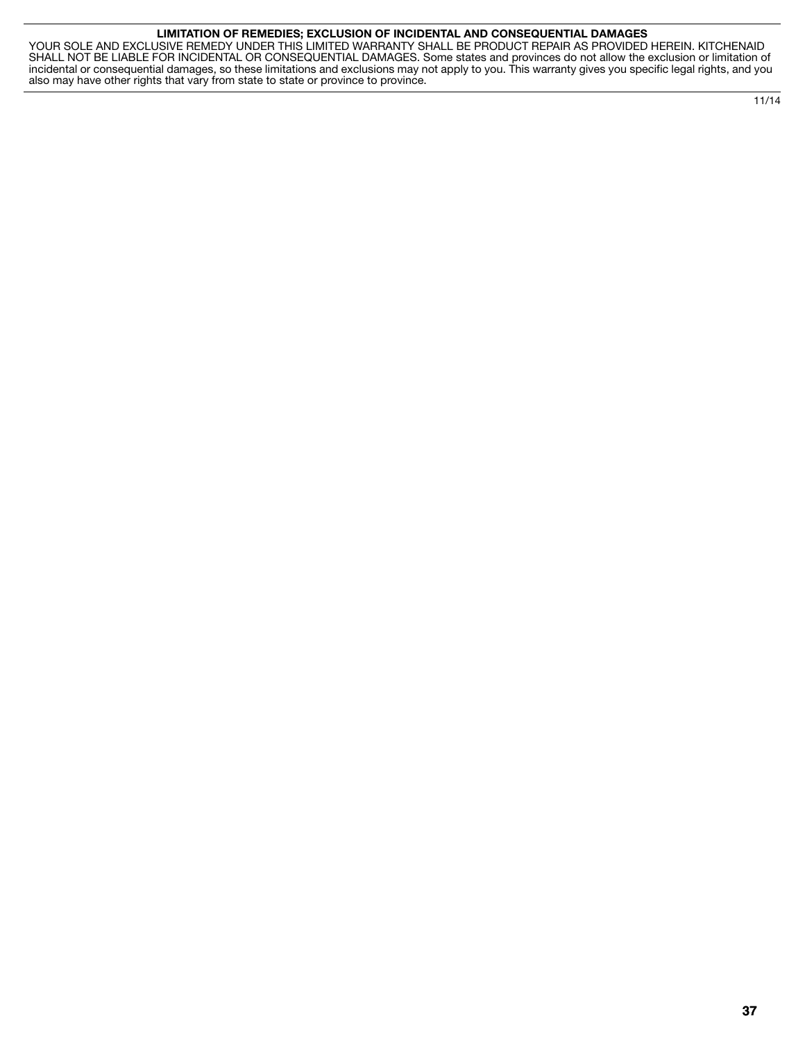**LIMITATION OF REMEDIES; EXCLUSION OF INCIDENTAL AND CONSEQUENTIAL DAMAGES**

YOUR SOLE AND EXCLUSIVE REMEDY UNDER THIS LIMITED WARRANTY SHALL BE PRODUCT REPAIR AS PROVIDED HEREIN. KITCHENAID SHALL NOT BE LIABLE FOR INCIDENTAL OR CONSEQUENTIAL DAMAGES. Some states and provinces do not allow the exclusion or limitation of incidental or consequential damages, so these limitations and exclusions may not apply to you. This warranty gives you specific legal rights, and you also may have other rights that vary from state to state or province to province.

11/14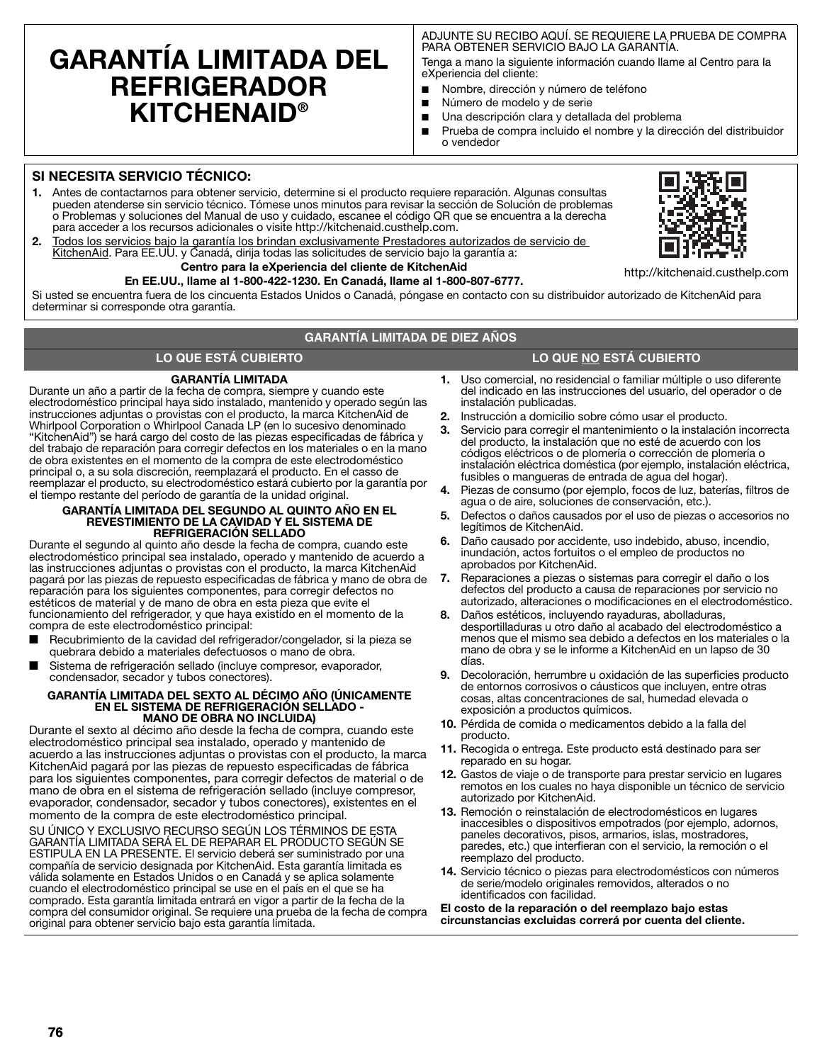# GARANTÍA LIMITADA DEL REFRIGERADOR KITCHENAID®

ADJUNTE SU RECIBO AQUÍ. SE REQUIERE LA PRUEBA DE COMPRA PARA OBTENER SERVICIO BAJO LA GARANTÍA.

Tenga a mano la siguiente información cuando llame al Centro para la eXperiencia del cliente:

- Nombre, dirección y número de teléfono
- Número de modelo y de serie
- Una descripción clara y detallada del problema
- Prueba de compra incluido el nombre y la dirección del distribuidor o vendedor

## SI NECESITA SERVICIO TÉCNICO:

1. Antes de contactarnos para obtener servicio, determine si el producto requiere reparación. Algunas consultas pueden atenderse sin servicio técnico. Tómese unos minutos para revisar la sección de Solución de problemas o Problemas y soluciones del Manual de uso y cuidado, escanee el código QR que se encuentra a la derecha para acceder a los recursos adicionales o visite http://kitchenaid.custhelp.com.
2. Todos los servicios bajo la garantía los brindan exclusivamente Prestadores autorizados de servicio de KitchenAid. Para EE.UU. y Canadá, dirija todas las solicitudes de servicio bajo la garantía a:

**Centro para la eXperiencia del cliente de KitchenAid**

**En EE.UU., llame al 1-800-422-1230. En Canadá, llame al 1-800-807-6777.**

http://kitchenaid.custhelp.com

Si usted se encuentra fuera de los cincuenta Estados Unidos o Canadá, póngase en contacto con su distribuidor autorizado de KitchenAid para determinar si corresponde otra garantía.

## GARANTÍA LIMITADA DE DIEZ AÑOS

### LO QUE ESTÁ CUBIERTO

**GARANTÍA LIMITADA**

Durante un año a partir de la fecha de compra, siempre y cuando este electrodoméstico principal haya sido instalado, mantenido y operado según las instrucciones adjuntas o provistas con el producto, la marca KitchenAid de Whirlpool Corporation o Whirlpool Canada LP (en lo sucesivo denominado "KitchenAid") se hará cargo del costo de las piezas especificadas de fábrica y del trabajo de reparación para corregir defectos en los materiales o en la mano de obra existentes en el momento de la compra de este electrodoméstico principal o, a su sola discreción, reemplazará el producto. En el casso de reemplazar el producto, su electrodoméstico estará cubierto por la garantía por el tiempo restante del período de garantía de la unidad original.

**GARANTÍA LIMITADA DEL SEGUNDO AL QUINTO AÑO EN EL REVESTIMIENTO DE LA CAVIDAD Y EL SISTEMA DE REFRIGERACIÓN SELLADO**

Durante el segundo al quinto año desde la fecha de compra, cuando este electrodoméstico principal sea instalado, operado y mantenido de acuerdo a las instrucciones adjuntas o provistas con el producto, la marca KitchenAid pagará por las piezas de repuesto especificadas de fábrica y mano de obra de reparación para los siguientes componentes, para corregir defectos no estéticos de material y de mano de obra en esta pieza que evite el funcionamiento del refrigerador, y que haya existido en el momento de la compra de este electrodoméstico principal:

- Recubrimiento de la cavidad del refrigerador/congelador, si la pieza se quebrara debido a materiales defectuosos o mano de obra.
- Sistema de refrigeración sellado (incluye compresor, evaporador, condensador, secador y tubos conectores).

**GARANTÍA LIMITADA DEL SEXTO AL DÉCIMO AÑO (ÚNICAMENTE EN EL SISTEMA DE REFRIGERACIÓN SELLADO - MANO DE OBRA NO INCLUIDA)**

Durante el sexto al décimo año desde la fecha de compra, cuando este electrodoméstico principal sea instalado, operado y mantenido de acuerdo a las instrucciones adjuntas o provistas con el producto, la marca KitchenAid pagará por las piezas de repuesto especificadas de fábrica para los siguientes componentes, para corregir defectos de material o de mano de obra en el sistema de refrigeración sellado (incluye compresor, evaporador, condensador, secador y tubos conectores), existentes en el momento de la compra de este electrodoméstico principal.

SU ÚNICO Y EXCLUSIVO RECURSO SEGÚN LOS TÉRMINOS DE ESTA GARANTÍA LIMITADA SERÁ EL DE REPARAR EL PRODUCTO SEGÚN SE ESTIPULA EN LA PRESENTE. El servicio deberá ser suministrado por una compañía de servicio designada por KitchenAid. Esta garantía limitada es válida solamente en Estados Unidos o en Canadá y se aplica solamente cuando el electrodoméstico principal se use en el país en el que se ha comprado. Esta garantía limitada entrará en vigor a partir de la fecha de la compra del consumidor original. Se requiere una prueba de la fecha de compra original para obtener servicio bajo esta garantía limitada.

### LO QUE NO ESTÁ CUBIERTO

1. Uso comercial, no residencial o familiar múltiple o uso diferente del indicado en las instrucciones del usuario, del operador o de instalación publicadas.
2. Instrucción a domicilio sobre cómo usar el producto.
3. Servicio para corregir el mantenimiento o la instalación incorrecta del producto, la instalación que no esté de acuerdo con los códigos eléctricos o de plomería o corrección de plomería o instalación eléctrica doméstica (por ejemplo, instalación eléctrica, fusibles o mangueras de entrada de agua del hogar).
4. Piezas de consumo (por ejemplo, focos de luz, baterías, filtros de agua o de aire, soluciones de conservación, etc.).
5. Defectos o daños causados por el uso de piezas o accesorios no legítimos de KitchenAid.
6. Daño causado por accidente, uso indebido, abuso, incendio, inundación, actos fortuitos o el empleo de productos no aprobados por KitchenAid.
7. Reparaciones a piezas o sistemas para corregir el daño o los defectos del producto a causa de reparaciones por servicio no autorizado, alteraciones o modificaciones en el electrodoméstico.
8. Daños estéticos, incluyendo rayaduras, abolladuras, desportilladuras u otro daño al acabado del electrodoméstico a menos que el mismo sea debido a defectos en los materiales o la mano de obra y se le informe a KitchenAid en un lapso de 30 días.
9. Decoloración, herrumbre u oxidación de las superficies producto de entornos corrosivos o cáusticos que incluyen, entre otras cosas, altas concentraciones de sal, humedad elevada o exposición a productos químicos.
10. Pérdida de comida o medicamentos debido a la falla del producto.
11. Recogida o entrega. Este producto está destinado para ser reparado en su hogar.
12. Gastos de viaje o de transporte para prestar servicio en lugares remotos en los cuales no haya disponible un técnico de servicio autorizado por KitchenAid.
13. Remoción o reinstalación de electrodomésticos en lugares inaccesibles o dispositivos empotrados (por ejemplo, adornos, paneles decorativos, pisos, armarios, islas, mostradores, paredes, etc.) que interfieran con el servicio, la remoción o el reemplazo del producto.
14. Servicio técnico o piezas para electrodomésticos con números de serie/modelo originales removidos, alterados o no identificados con facilidad.

**El costo de la reparación o del reemplazo bajo estas circunstancias excluidas correrá por cuenta del cliente.**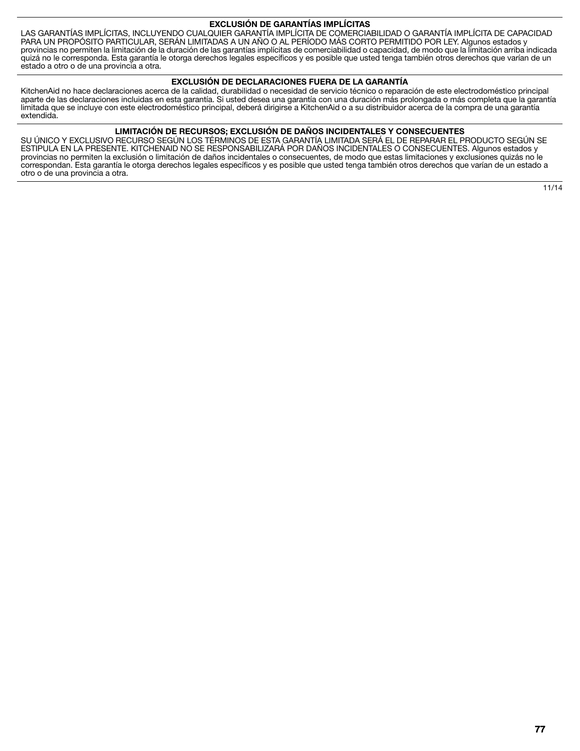## EXCLUSIÓN DE GARANTÍAS IMPLÍCITAS

LAS GARANTÍAS IMPLÍCITAS, INCLUYENDO CUALQUIER GARANTÍA IMPLÍCITA DE COMERCIABILIDAD O GARANTÍA IMPLÍCITA DE CAPACIDAD PARA UN PROPÓSITO PARTICULAR, SERÁN LIMITADAS A UN AÑO O AL PERÍODO MÁS CORTO PERMITIDO POR LEY. Algunos estados y provincias no permiten la limitación de la duración de las garantías implícitas de comerciabilidad o capacidad, de modo que la limitación arriba indicada quizá no le corresponda. Esta garantía le otorga derechos legales específicos y es posible que usted tenga también otros derechos que varían de un estado a otro o de una provincia a otra.

## EXCLUSIÓN DE DECLARACIONES FUERA DE LA GARANTÍA

KitchenAid no hace declaraciones acerca de la calidad, durabilidad o necesidad de servicio técnico o reparación de este electrodoméstico principal aparte de las declaraciones incluidas en esta garantía. Si usted desea una garantía con una duración más prolongada o más completa que la garantía limitada que se incluye con este electrodoméstico principal, deberá dirigirse a KitchenAid o a su distribuidor acerca de la compra de una garantía extendida.

## LIMITACIÓN DE RECURSOS; EXCLUSIÓN DE DAÑOS INCIDENTALES Y CONSECUENTES

SU ÚNICO Y EXCLUSIVO RECURSO SEGÚN LOS TÉRMINOS DE ESTA GARANTÍA LIMITADA SERÁ EL DE REPARAR EL PRODUCTO SEGÚN SE ESTIPULA EN LA PRESENTE. KITCHENAID NO SE RESPONSABILIZARÁ POR DAÑOS INCIDENTALES O CONSECUENTES. Algunos estados y provincias no permiten la exclusión o limitación de daños incidentales o consecuentes, de modo que estas limitaciones y exclusiones quizás no le correspondan. Esta garantía le otorga derechos legales específicos y es posible que usted tenga también otros derechos que varían de un estado a otro o de una provincia a otra.

11/14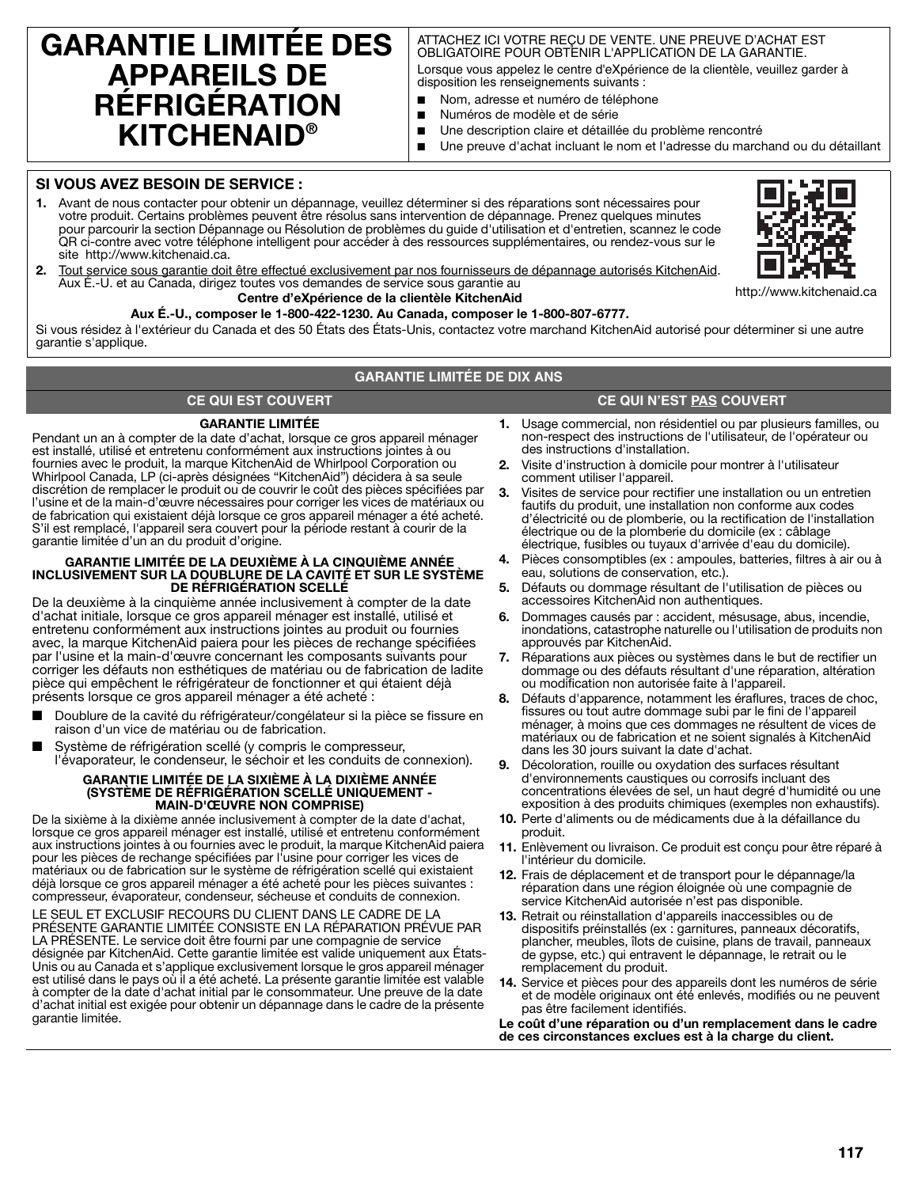# GARANTIE LIMITÉE DES APPAREILS DE RÉFRIGÉRATION KITCHENAID®

ATTACHEZ ICI VOTRE REÇU DE VENTE. UNE PREUVE D'ACHAT EST OBLIGATOIRE POUR OBTENIR L'APPLICATION DE LA GARANTIE.

Lorsque vous appelez le centre d'eXpérience de la clientèle, veuillez garder à disposition les renseignements suivants :

- Nom, adresse et numéro de téléphone
- Numéros de modèle et de série
- Une description claire et détaillée du problème rencontré
- Une preuve d'achat incluant le nom et l'adresse du marchand ou du détaillant

## SI VOUS AVEZ BESOIN DE SERVICE :

1. Avant de nous contacter pour obtenir un dépannage, veuillez déterminer si des réparations sont nécessaires pour votre produit. Certains problèmes peuvent être résolus sans intervention de dépannage. Prenez quelques minutes pour parcourir la section Dépannage ou Résolution de problèmes du guide d'utilisation et d'entretien, scannez le code QR ci-contre avec votre téléphone intelligent pour accéder à des ressources supplémentaires, ou rendez-vous sur le site http://www.kitchenaid.ca.
2. Tout service sous garantie doit être effectué exclusivement par nos fournisseurs de dépannage autorisés KitchenAid. Aux É.-U. et au Canada, dirigez toutes vos demandes de service sous garantie au

**Centre d'eXpérience de la clientèle KitchenAid**

**Aux É.-U., composer le 1-800-422-1230. Au Canada, composer le 1-800-807-6777.**

http://www.kitchenaid.ca

Si vous résidez à l'extérieur du Canada et des 50 États des États-Unis, contactez votre marchand KitchenAid autorisé pour déterminer si une autre garantie s'applique.

## GARANTIE LIMITÉE DE DIX ANS

### CE QUI EST COUVERT

**GARANTIE LIMITÉE**

Pendant un an à compter de la date d'achat, lorsque ce gros appareil ménager est installé, utilisé et entretenu conformément aux instructions jointes à ou fournies avec le produit, la marque KitchenAid de Whirlpool Corporation ou Whirlpool Canada, LP (ci-après désignées "KitchenAid") décidera à sa seule discrétion de remplacer le produit ou de couvrir le coût des pièces spécifiées par l'usine et de la main-d'œuvre nécessaires pour corriger les vices de matériaux ou de fabrication qui existaient déjà lorsque ce gros appareil ménager a été acheté. S'il est remplacé, l'appareil sera couvert pour la période restant à courir de la garantie limitée d'un an du produit d'origine.

**GARANTIE LIMITÉE DE LA DEUXIÈME À LA CINQUIÈME ANNÉE INCLUSIVEMENT SUR LA DOUBLURE DE LA CAVITÉ ET SUR LE SYSTÈME DE RÉFRIGÉRATION SCELLÉ**

De la deuxième à la cinquième année inclusivement à compter de la date d'achat initiale, lorsque ce gros appareil ménager est installé, utilisé et entretenu conformément aux instructions jointes au produit ou fournies avec, la marque KitchenAid paiera pour les pièces de rechange spécifiées par l'usine et la main-d'œuvre concernant les composants suivants pour corriger les défauts non esthétiques de matériau ou de fabrication de ladite pièce qui empêchent le réfrigérateur de fonctionner et qui étaient déjà présents lorsque ce gros appareil ménager a été acheté :

- Doublure de la cavité du réfrigérateur/congélateur si la pièce se fissure en raison d'un vice de matériau ou de fabrication.
- Système de réfrigération scellé (y compris le compresseur, l'évaporateur, le condenseur, le séchoir et les conduits de connexion).

**GARANTIE LIMITÉE DE LA SIXIÈME À LA DIXIÈME ANNÉE (SYSTÈME DE RÉFRIGÉRATION SCELLÉ UNIQUEMENT - MAIN-D'ŒUVRE NON COMPRISE)**

De la sixième à la dixième année inclusivement à compter de la date d'achat, lorsque ce gros appareil ménager est installé, utilisé et entretenu conformément aux instructions jointes à ou fournies avec le produit, la marque KitchenAid paiera pour les pièces de rechange spécifiées par l'usine pour corriger les vices de matériaux ou de fabrication sur le système de réfrigération scellé qui existaient déjà lorsque ce gros appareil ménager a été acheté pour les pièces suivantes : compresseur, évaporateur, condenseur, sécheuse et conduits de connexion.

LE SEUL ET EXCLUSIF RECOURS DU CLIENT DANS LE CADRE DE LA PRÉSENTE GARANTIE LIMITÉE CONSISTE EN LA RÉPARATION PRÉVUE PAR LA PRÉSENTE. Le service doit être fourni par une compagnie de service désignée par KitchenAid. Cette garantie limitée est valide uniquement aux États-Unis ou au Canada et s'applique exclusivement lorsque le gros appareil ménager est utilisé dans le pays où il a été acheté. La présente garantie limitée est valable à compter de la date d'achat initial par le consommateur. Une preuve de la date d'achat initial est exigée pour obtenir un dépannage dans le cadre de la présente garantie limitée.

### CE QUI N'EST PAS COUVERT

1. Usage commercial, non résidentiel ou par plusieurs familles, ou non-respect des instructions de l'utilisateur, de l'opérateur ou des instructions d'installation.
2. Visite d'instruction à domicile pour montrer à l'utilisateur comment utiliser l'appareil.
3. Visites de service pour rectifier une installation ou un entretien fautifs du produit, une installation non conforme aux codes d'électricité ou de plomberie, ou la rectification de l'installation électrique ou de la plomberie du domicile (ex : câblage électrique, fusibles ou tuyaux d'arrivée d'eau du domicile).
4. Pièces consomptibles (ex : ampoules, batteries, filtres à air ou à eau, solutions de conservation, etc.).
5. Défauts ou dommage résultant de l'utilisation de pièces ou accessoires KitchenAid non authentiques.
6. Dommages causés par : accident, mésusage, abus, incendie, inondations, catastrophe naturelle ou l'utilisation de produits non approuvés par KitchenAid.
7. Réparations aux pièces ou systèmes dans le but de rectifier un dommage ou des défauts résultant d'une réparation, altération ou modification non autorisée faite à l'appareil.
8. Défauts d'apparence, notamment les éraflures, traces de choc, fissures ou tout autre dommage subi par le fini de l'appareil ménager, à moins que ces dommages ne résultent de vices de matériaux ou de fabrication et ne soient signalés à KitchenAid dans les 30 jours suivant la date d'achat.
9. Décoloration, rouille ou oxydation des surfaces résultant d'environnements caustiques ou corrosifs incluant des concentrations élevées de sel, un haut degré d'humidité ou une exposition à des produits chimiques (exemples non exhaustifs).
10. Perte d'aliments ou de médicaments due à la défaillance du produit.
11. Enlèvement ou livraison. Ce produit est conçu pour être réparé à l'intérieur du domicile.
12. Frais de déplacement et de transport pour le dépannage/la réparation dans une région éloignée où une compagnie de service KitchenAid autorisée n'est pas disponible.
13. Retrait ou réinstallation d'appareils inaccessibles ou de dispositifs préinstallés (ex : garnitures, panneaux décoratifs, plancher, meubles, îlots de cuisine, plans de travail, panneaux de gypse, etc.) qui entravent le dépannage, le retrait ou le remplacement du produit.
14. Service et pièces pour des appareils dont les numéros de série et de modèle originaux ont été enlevés, modifiés ou ne peuvent pas être facilement identifiés.

**Le coût d'une réparation ou d'un remplacement dans le cadre de ces circonstances exclues est à la charge du client.**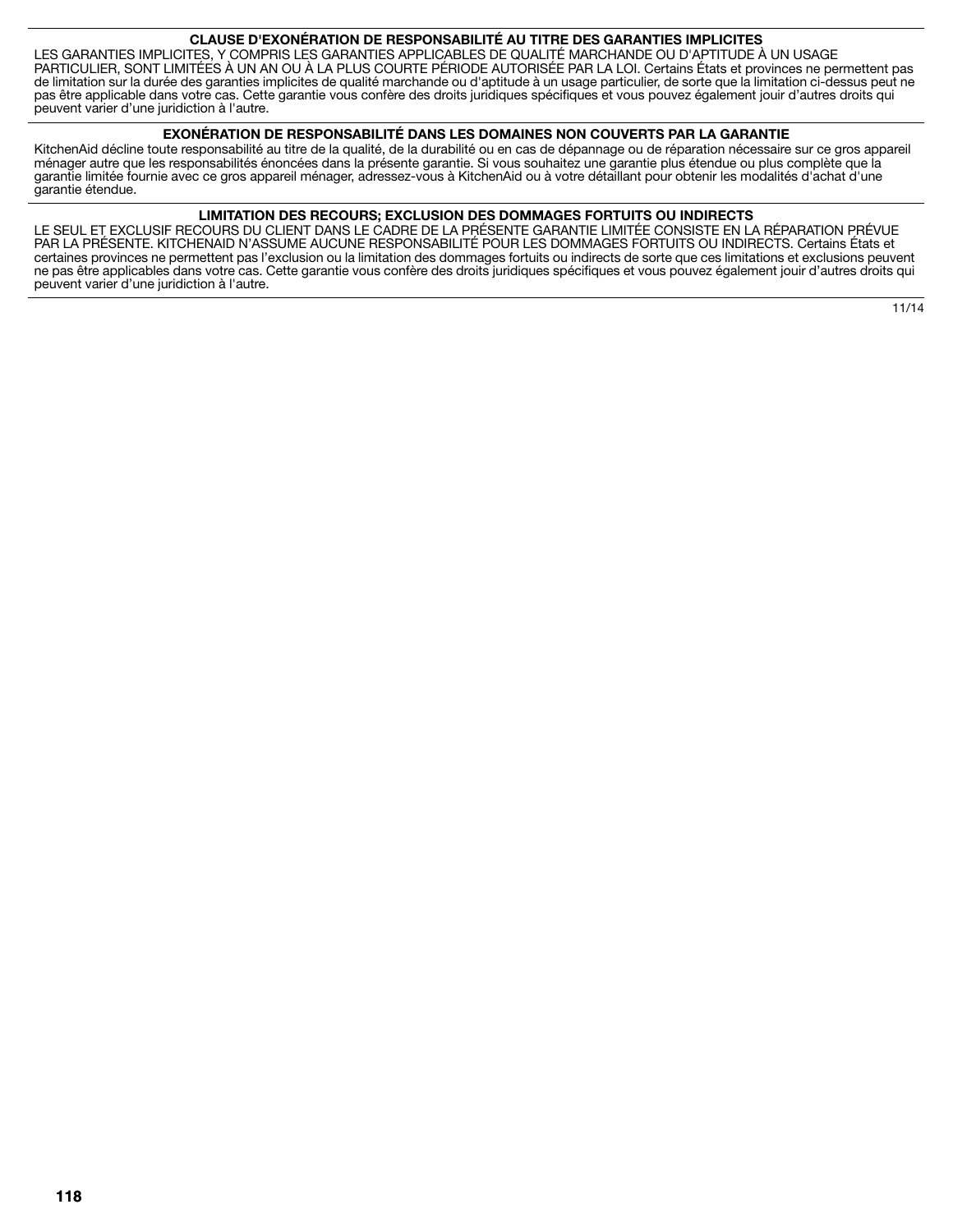### CLAUSE D'EXONÉRATION DE RESPONSABILITÉ AU TITRE DES GARANTIES IMPLICITES

LES GARANTIES IMPLICITES, Y COMPRIS LES GARANTIES APPLICABLES DE QUALITÉ MARCHANDE OU D'APTITUDE À UN USAGE PARTICULIER, SONT LIMITÉES À UN AN OU À LA PLUS COURTE PÉRIODE AUTORISÉE PAR LA LOI. Certains États et provinces ne permettent pas de limitation sur la durée des garanties implicites de qualité marchande ou d'aptitude à un usage particulier, de sorte que la limitation ci-dessus peut ne pas être applicable dans votre cas. Cette garantie vous confère des droits juridiques spécifiques et vous pouvez également jouir d'autres droits qui peuvent varier d'une juridiction à l'autre.

### EXONÉRATION DE RESPONSABILITÉ DANS LES DOMAINES NON COUVERTS PAR LA GARANTIE

KitchenAid décline toute responsabilité au titre de la qualité, de la durabilité ou en cas de dépannage ou de réparation nécessaire sur ce gros appareil ménager autre que les responsabilités énoncées dans la présente garantie. Si vous souhaitez une garantie plus étendue ou plus complète que la garantie limitée fournie avec ce gros appareil ménager, adressez-vous à KitchenAid ou à votre détaillant pour obtenir les modalités d'achat d'une garantie étendue.

### LIMITATION DES RECOURS; EXCLUSION DES DOMMAGES FORTUITS OU INDIRECTS

LE SEUL ET EXCLUSIF RECOURS DU CLIENT DANS LE CADRE DE LA PRÉSENTE GARANTIE LIMITÉE CONSISTE EN LA RÉPARATION PRÉVUE PAR LA PRÉSENTE. KITCHENAID N'ASSUME AUCUNE RESPONSABILITÉ POUR LES DOMMAGES FORTUITS OU INDIRECTS. Certains États et certaines provinces ne permettent pas l'exclusion ou la limitation des dommages fortuits ou indirects de sorte que ces limitations et exclusions peuvent ne pas être applicables dans votre cas. Cette garantie vous confère des droits juridiques spécifiques et vous pouvez également jouir d'autres droits qui peuvent varier d'une juridiction à l'autre.

11/14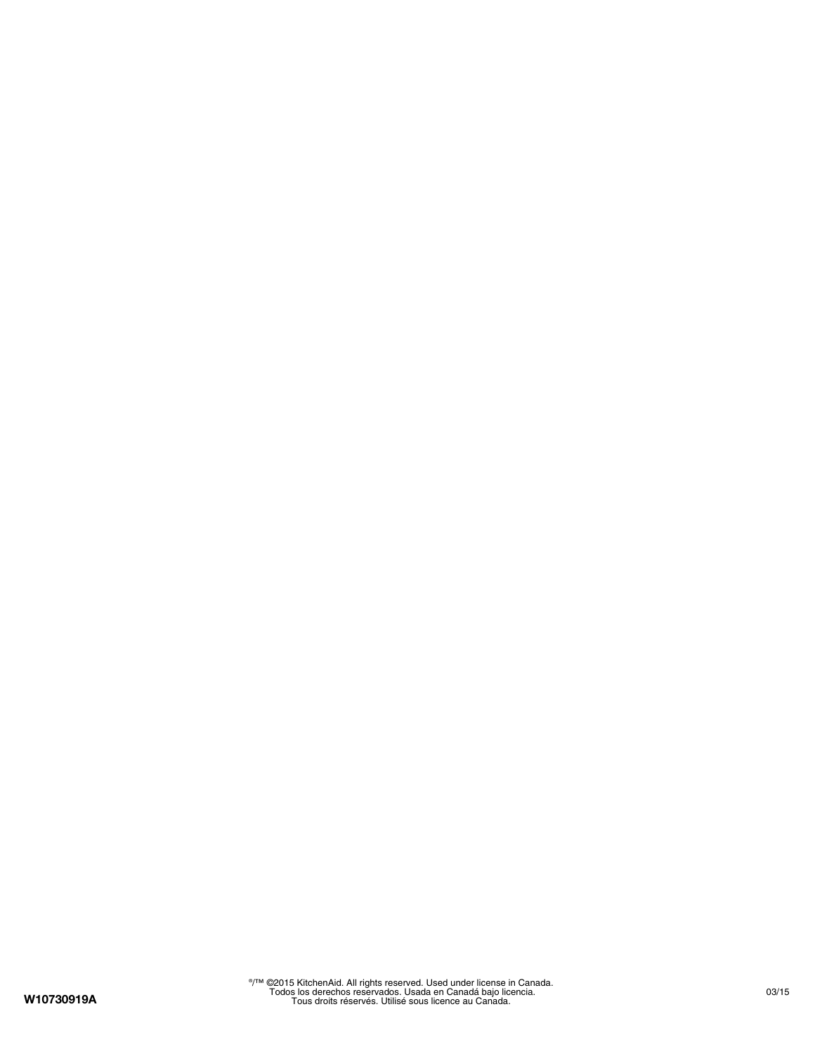**W10730919A**

®/™ ©2015 KitchenAid. All rights reserved. Used under license in Canada.
Todos los derechos reservados. Usada en Canadá bajo licencia.
Tous droits réservés. Utilisé sous licence au Canada.

03/15